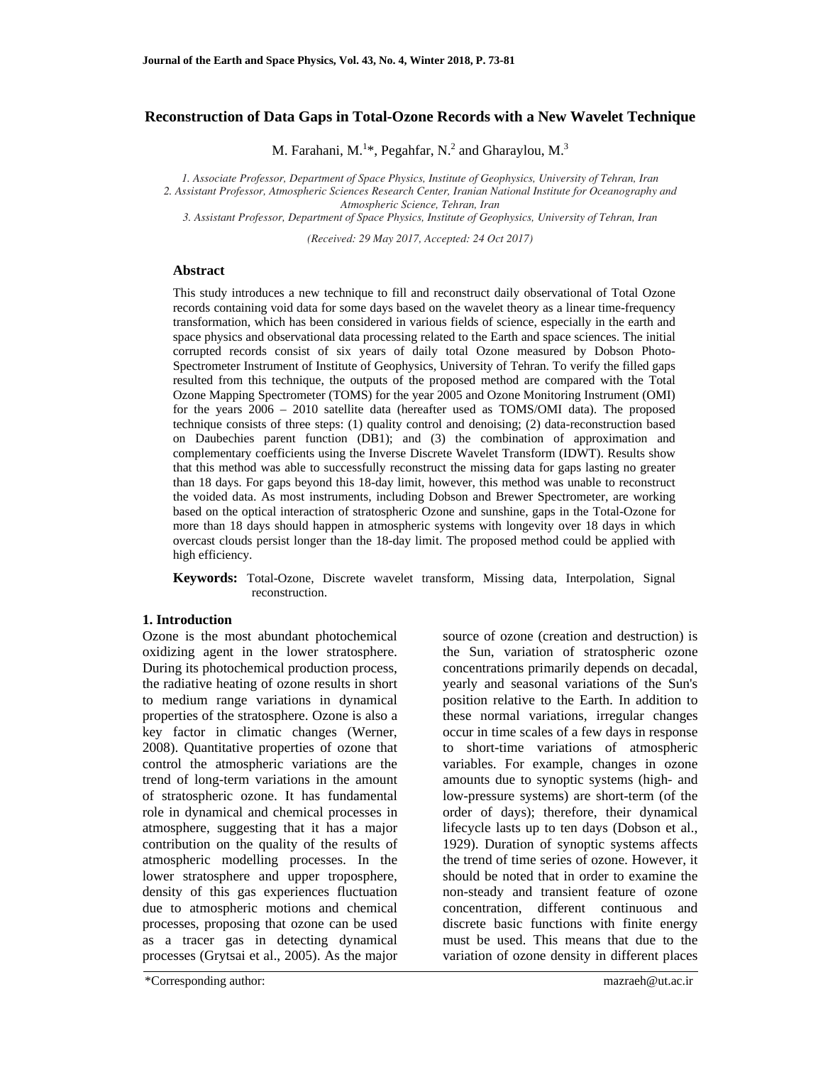# Reconstruction of Data Gaps in Total-Ozone Records with a New Wavelet Technique

M. Farahani, M.[1]*, Pegahfar, N.[2] and Gharaylou, M.[3]

*1. Associate Professor, Department of Space Physics, Institute of Geophysics, University of Tehran, Iran*
*2. Assistant Professor, Atmospheric Sciences Research Center, Iranian National Institute for Oceanography and Atmospheric Science, Tehran, Iran*
*3. Assistant Professor, Department of Space Physics, Institute of Geophysics, University of Tehran, Iran*

*(Received: 29 May 2017, Accepted: 24 Oct 2017)*

## Abstract

This study introduces a new technique to fill and reconstruct daily observational of Total Ozone records containing void data for some days based on the wavelet theory as a linear time-frequency transformation, which has been considered in various fields of science, especially in the earth and space physics and observational data processing related to the Earth and space sciences. The initial corrupted records consist of six years of daily total Ozone measured by Dobson Photo-Spectrometer Instrument of Institute of Geophysics, University of Tehran. To verify the filled gaps resulted from this technique, the outputs of the proposed method are compared with the Total Ozone Mapping Spectrometer (TOMS) for the year 2005 and Ozone Monitoring Instrument (OMI) for the years 2006 – 2010 satellite data (hereafter used as TOMS/OMI data). The proposed technique consists of three steps: (1) quality control and denoising; (2) data-reconstruction based on Daubechies parent function (DB1); and (3) the combination of approximation and complementary coefficients using the Inverse Discrete Wavelet Transform (IDWT). Results show that this method was able to successfully reconstruct the missing data for gaps lasting no greater than 18 days. For gaps beyond this 18-day limit, however, this method was unable to reconstruct the voided data. As most instruments, including Dobson and Brewer Spectrometer, are working based on the optical interaction of stratospheric Ozone and sunshine, gaps in the Total-Ozone for more than 18 days should happen in atmospheric systems with longevity over 18 days in which overcast clouds persist longer than the 18-day limit. The proposed method could be applied with high efficiency.

**Keywords:** Total-Ozone, Discrete wavelet transform, Missing data, Interpolation, Signal reconstruction.

## 1. Introduction

Ozone is the most abundant photochemical oxidizing agent in the lower stratosphere. During its photochemical production process, the radiative heating of ozone results in short to medium range variations in dynamical properties of the stratosphere. Ozone is also a key factor in climatic changes (Werner, 2008). Quantitative properties of ozone that control the atmospheric variations are the trend of long-term variations in the amount of stratospheric ozone. It has fundamental role in dynamical and chemical processes in atmosphere, suggesting that it has a major contribution on the quality of the results of atmospheric modelling processes. In the lower stratosphere and upper troposphere, density of this gas experiences fluctuation due to atmospheric motions and chemical processes, proposing that ozone can be used as a tracer gas in detecting dynamical processes (Grytsai et al., 2005). As the major source of ozone (creation and destruction) is the Sun, variation of stratospheric ozone concentrations primarily depends on decadal, yearly and seasonal variations of the Sun's position relative to the Earth. In addition to these normal variations, irregular changes occur in time scales of a few days in response to short-time variations of atmospheric variables. For example, changes in ozone amounts due to synoptic systems (high- and low-pressure systems) are short-term (of the order of days); therefore, their dynamical lifecycle lasts up to ten days (Dobson et al., 1929). Duration of synoptic systems affects the trend of time series of ozone. However, it should be noted that in order to examine the non-steady and transient feature of ozone concentration, different continuous and discrete basic functions with finite energy must be used. This means that due to the variation of ozone density in different places

*Corresponding author: mazraeh@ut.ac.ir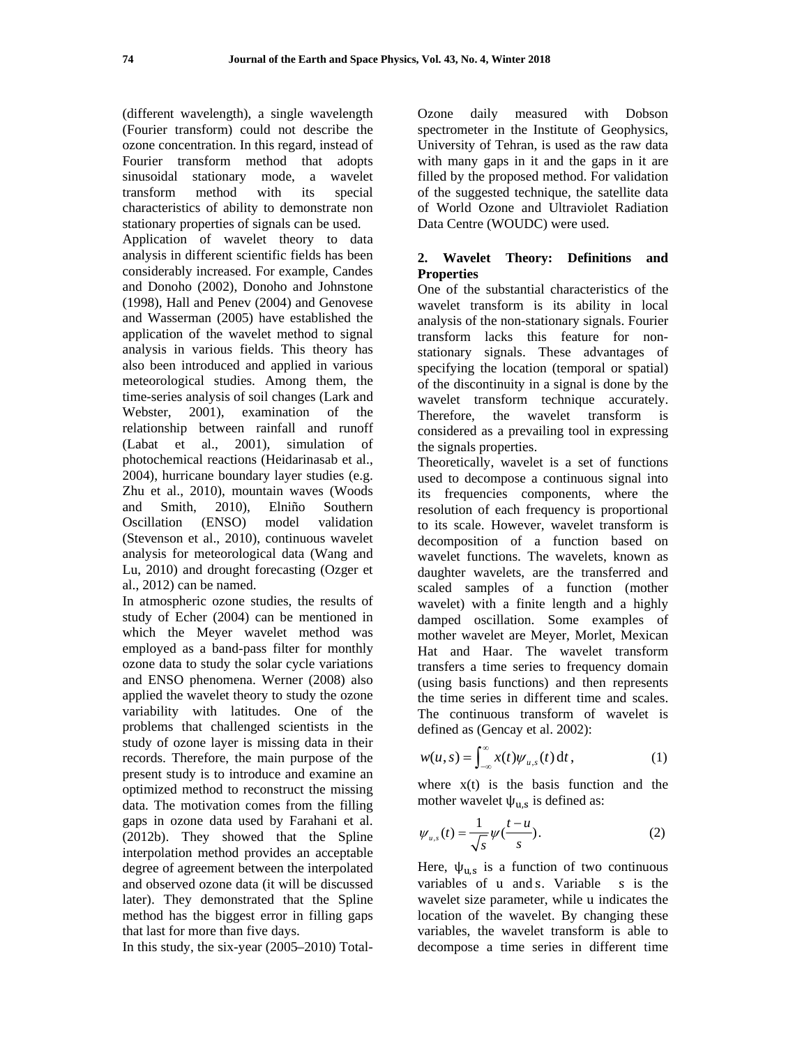(different wavelength), a single wavelength (Fourier transform) could not describe the ozone concentration. In this regard, instead of Fourier transform method that adopts sinusoidal stationary mode, a wavelet transform method with its special characteristics of ability to demonstrate non stationary properties of signals can be used.

Application of wavelet theory to data analysis in different scientific fields has been considerably increased. For example, Candes and Donoho (2002), Donoho and Johnstone (1998), Hall and Penev (2004) and Genovese and Wasserman (2005) have established the application of the wavelet method to signal analysis in various fields. This theory has also been introduced and applied in various meteorological studies. Among them, the time-series analysis of soil changes (Lark and Webster, 2001), examination of the relationship between rainfall and runoff (Labat et al., 2001), simulation of photochemical reactions (Heidarinasab et al., 2004), hurricane boundary layer studies (e.g. Zhu et al., 2010), mountain waves (Woods and Smith, 2010), Elniño Southern Oscillation (ENSO) model validation (Stevenson et al., 2010), continuous wavelet analysis for meteorological data (Wang and Lu, 2010) and drought forecasting (Ozger et al., 2012) can be named.

In atmospheric ozone studies, the results of study of Echer (2004) can be mentioned in which the Meyer wavelet method was employed as a band-pass filter for monthly ozone data to study the solar cycle variations and ENSO phenomena. Werner (2008) also applied the wavelet theory to study the ozone variability with latitudes. One of the problems that challenged scientists in the study of ozone layer is missing data in their records. Therefore, the main purpose of the present study is to introduce and examine an optimized method to reconstruct the missing data. The motivation comes from the filling gaps in ozone data used by Farahani et al. (2012b). They showed that the Spline interpolation method provides an acceptable degree of agreement between the interpolated and observed ozone data (it will be discussed later). They demonstrated that the Spline method has the biggest error in filling gaps that last for more than five days.

In this study, the six-year (2005–2010) Total-Ozone daily measured with Dobson spectrometer in the Institute of Geophysics, University of Tehran, is used as the raw data with many gaps in it and the gaps in it are filled by the proposed method. For validation of the suggested technique, the satellite data of World Ozone and Ultraviolet Radiation Data Centre (WOUDC) were used.

## 2. Wavelet Theory: Definitions and Properties

One of the substantial characteristics of the wavelet transform is its ability in local analysis of the non-stationary signals. Fourier transform lacks this feature for non-stationary signals. These advantages of specifying the location (temporal or spatial) of the discontinuity in a signal is done by the wavelet transform technique accurately. Therefore, the wavelet transform is considered as a prevailing tool in expressing the signals properties.

Theoretically, wavelet is a set of functions used to decompose a continuous signal into its frequencies components, where the resolution of each frequency is proportional to its scale. However, wavelet transform is decomposition of a function based on wavelet functions. The wavelets, known as daughter wavelets, are the transferred and scaled samples of a function (mother wavelet) with a finite length and a highly damped oscillation. Some examples of mother wavelet are Meyer, Morlet, Mexican Hat and Haar. The wavelet transform transfers a time series to frequency domain (using basis functions) and then represents the time series in different time and scales. The continuous transform of wavelet is defined as (Gencay et al. 2002):

$$w(u,s) = \int_{-\infty}^{\infty} x(t)\psi_{u,s}(t)\,\mathrm{d}t\,, \tag{1}$$

where x(t) is the basis function and the mother wavelet $\psi_{u,s}$ is defined as:

$$\psi_{u,s}(t) = \frac{1}{\sqrt{s}}\psi\left(\frac{t-u}{s}\right). \tag{2}$$

Here, $\psi_{u,s}$ is a function of two continuous variables of $u$ and $s$. Variable $s$ is the wavelet size parameter, while $u$ indicates the location of the wavelet. By changing these variables, the wavelet transform is able to decompose a time series in different time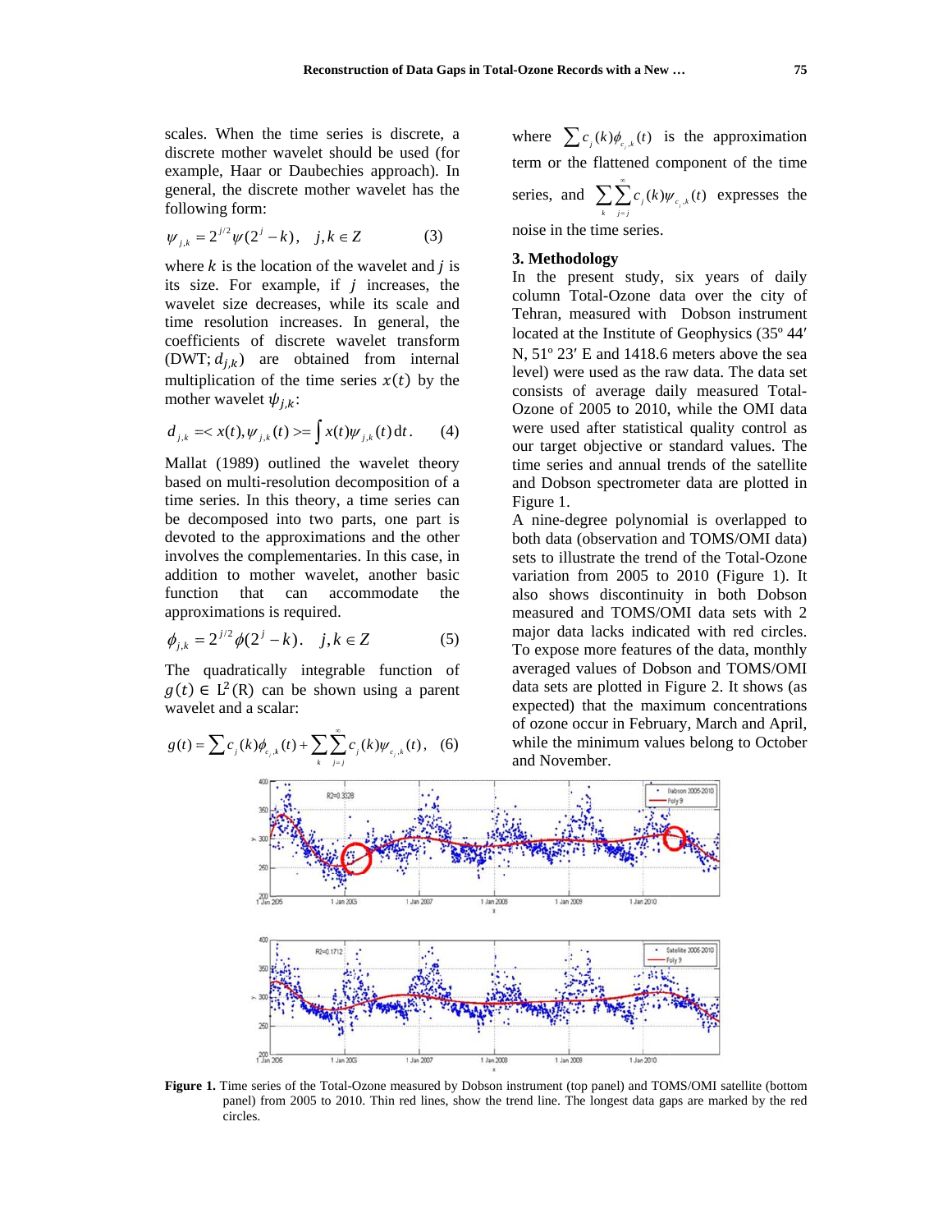scales. When the time series is discrete, a discrete mother wavelet should be used (for example, Haar or Daubechies approach). In general, the discrete mother wavelet has the following form:

$$\psi_{j,k} = 2^{j/2}\psi(2^j - k), \quad j,k \in Z \tag{3}$$

where $k$ is the location of the wavelet and $j$ is its size. For example, if $j$ increases, the wavelet size decreases, while its scale and time resolution increases. In general, the coefficients of discrete wavelet transform (DWT; $d_{j,k}$) are obtained from internal multiplication of the time series $x(t)$ by the mother wavelet $\psi_{j,k}$:

$$d_{j,k} = < x(t), \psi_{j,k}(t) > = \int x(t)\psi_{j,k}(t)\,\mathrm{d}t. \tag{4}$$

Mallat (1989) outlined the wavelet theory based on multi-resolution decomposition of a time series. In this theory, a time series can be decomposed into two parts, one part is devoted to the approximations and the other involves the complementaries. In this case, in addition to mother wavelet, another basic function that can accommodate the approximations is required.

$$\phi_{j,k} = 2^{j/2}\phi(2^j - k). \quad j,k \in Z \tag{5}$$

The quadratically integrable function of $g(t) \in \mathrm{L}^2(\mathrm{R})$ can be shown using a parent wavelet and a scalar:

$$g(t) = \sum c_j(k)\phi_{c_j,k}(t) + \sum_k \sum_{j=j}^{\infty} c_j(k)\psi_{c_j,k}(t), \tag{6}$$

where $\sum c_j(k)\phi_{c_j,k}(t)$ is the approximation term or the flattened component of the time series, and $\sum_k \sum_{j=j}^{\infty} c_j(k)\psi_{c_j,k}(t)$ expresses the noise in the time series.

## 3. Methodology

In the present study, six years of daily column Total-Ozone data over the city of Tehran, measured with Dobson instrument located at the Institute of Geophysics (35º 44′ N, 51º 23′ E and 1418.6 meters above the sea level) were used as the raw data. The data set consists of average daily measured Total-Ozone of 2005 to 2010, while the OMI data were used after statistical quality control as our target objective or standard values. The time series and annual trends of the satellite and Dobson spectrometer data are plotted in Figure 1.

A nine-degree polynomial is overlapped to both data (observation and TOMS/OMI data) sets to illustrate the trend of the Total-Ozone variation from 2005 to 2010 (Figure 1). It also shows discontinuity in both Dobson measured and TOMS/OMI data sets with 2 major data lacks indicated with red circles. To expose more features of the data, monthly averaged values of Dobson and TOMS/OMI data sets are plotted in Figure 2. It shows (as expected) that the maximum concentrations of ozone occur in February, March and April, while the minimum values belong to October and November.

400
350
300
250
200
R2=0.3328
Dobson 2005-2010
Poly 9
1 Jan 2005
1 Jan 2006
1 Jan 2007
1 Jan 2008
1 Jan 2009
1 Jan 2010

400
350
300
250
200
R2=0.1712
Satellite 2005-2010
Poly 9
1 Jan 2005
1 Jan 2006
1 Jan 2007
1 Jan 2008
1 Jan 2009
1 Jan 2010

**Figure 1.** Time series of the Total-Ozone measured by Dobson instrument (top panel) and TOMS/OMI satellite (bottom panel) from 2005 to 2010. Thin red lines, show the trend line. The longest data gaps are marked by the red circles.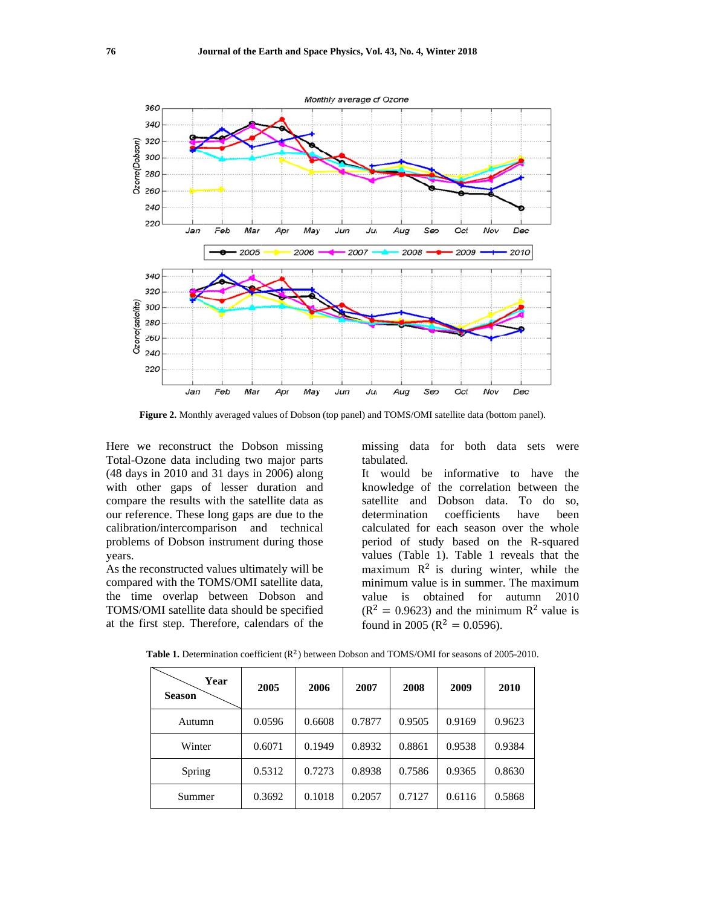Monthly average of Ozone

Ozone(Dobson)

360
340
320
300
280
260
240
220

Jan Feb Mar Apr May Jun Jul Aug Sep Oct Nov Dec

2005 2006 2007 2008 2009 2010

Ozone(satellite)

340
320
300
280
260
240
220

Jan Feb Mar Apr May Jun Jul Aug Sep Oct Nov Dec

**Figure 2.** Monthly averaged values of Dobson (top panel) and TOMS/OMI satellite data (bottom panel).

Here we reconstruct the Dobson missing Total-Ozone data including two major parts (48 days in 2010 and 31 days in 2006) along with other gaps of lesser duration and compare the results with the satellite data as our reference. These long gaps are due to the calibration/intercomparison and technical problems of Dobson instrument during those years.

As the reconstructed values ultimately will be compared with the TOMS/OMI satellite data, the time overlap between Dobson and TOMS/OMI satellite data should be specified at the first step. Therefore, calendars of the missing data for both data sets were tabulated.

It would be informative to have the knowledge of the correlation between the satellite and Dobson data. To do so, determination coefficients have been calculated for each season over the whole period of study based on the R-squared values (Table 1). Table 1 reveals that the maximum $R^2$ is during winter, while the minimum value is in summer. The maximum value is obtained for autumn 2010 ($R^2 = 0.9623$) and the minimum $R^2$ value is found in 2005 ($R^2 = 0.0596$).

**Table 1.** Determination coefficient ($R^2$) between Dobson and TOMS/OMI for seasons of 2005-2010.

| Season \ Year | 2005 | 2006 | 2007 | 2008 | 2009 | 2010 |
|---|---|---|---|---|---|---|
| Autumn | 0.0596 | 0.6608 | 0.7877 | 0.9505 | 0.9169 | 0.9623 |
| Winter | 0.6071 | 0.1949 | 0.8932 | 0.8861 | 0.9538 | 0.9384 |
| Spring | 0.5312 | 0.7273 | 0.8938 | 0.7586 | 0.9365 | 0.8630 |
| Summer | 0.3692 | 0.1018 | 0.2057 | 0.7127 | 0.6116 | 0.5868 |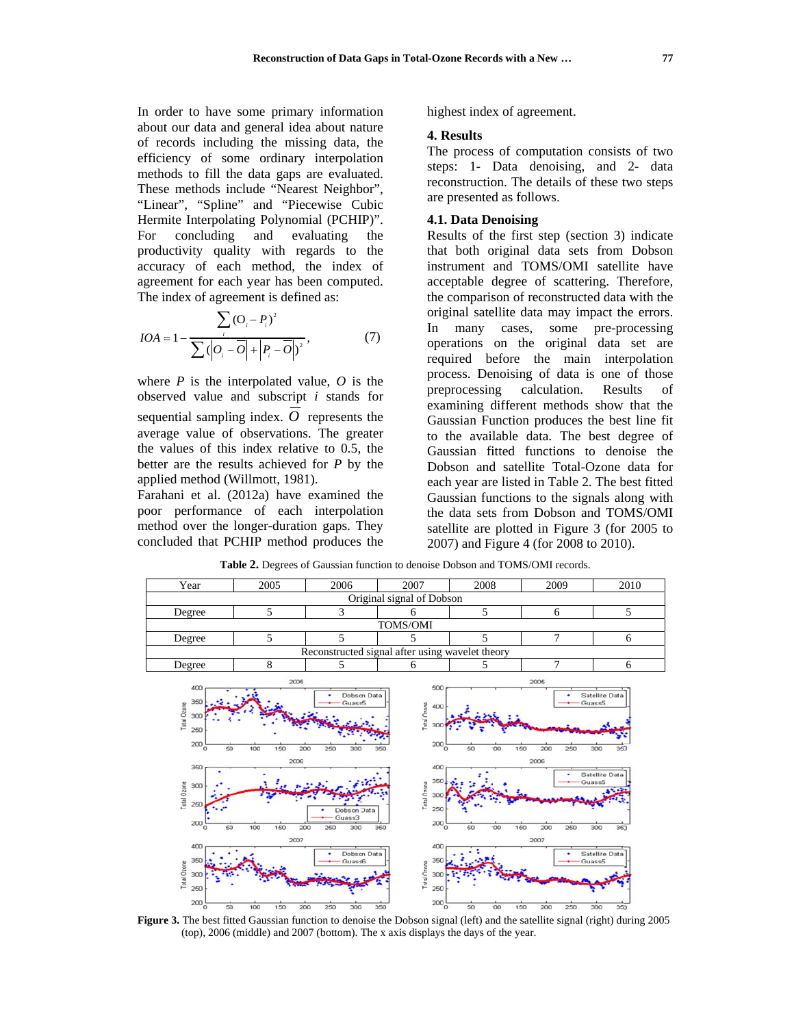In order to have some primary information about our data and general idea about nature of records including the missing data, the efficiency of some ordinary interpolation methods to fill the data gaps are evaluated. These methods include “Nearest Neighbor”, “Linear”, “Spline” and “Piecewise Cubic Hermite Interpolating Polynomial (PCHIP)”. For concluding and evaluating the productivity quality with regards to the accuracy of each method, the index of agreement for each year has been computed. The index of agreement is defined as:

$$IOA = 1 - \frac{\sum_i (O_i - P_i)^2}{\sum_i \left(\left|O_i - \overline{O}\right| + \left|P_i - \overline{O}\right|\right)^2}, \qquad (7)$$

where $P$ is the interpolated value, $O$ is the observed value and subscript $i$ stands for sequential sampling index. $\overline{O}$ represents the average value of observations. The greater the values of this index relative to 0.5, the better are the results achieved for $P$ by the applied method (Willmott, 1981).

Farahani et al. (2012a) have examined the poor performance of each interpolation method over the longer-duration gaps. They concluded that PCHIP method produces the highest index of agreement.

## 4. Results

The process of computation consists of two steps: 1- Data denoising, and 2- data reconstruction. The details of these two steps are presented as follows.

### 4.1. Data Denoising

Results of the first step (section 3) indicate that both original data sets from Dobson instrument and TOMS/OMI satellite have acceptable degree of scattering. Therefore, the comparison of reconstructed data with the original satellite data may impact the errors. In many cases, some pre-processing operations on the original data set are required before the main interpolation process. Denoising of data is one of those preprocessing calculation. Results of examining different methods show that the Gaussian Function produces the best line fit to the available data. The best degree of Gaussian fitted functions to denoise the Dobson and satellite Total-Ozone data for each year are listed in Table 2. The best fitted Gaussian functions to the signals along with the data sets from Dobson and TOMS/OMI satellite are plotted in Figure 3 (for 2005 to 2007) and Figure 4 (for 2008 to 2010).

**Table 2.** Degrees of Gaussian function to denoise Dobson and TOMS/OMI records.

| Year | 2005 | 2006 | 2007 | 2008 | 2009 | 2010 |
|---|---|---|---|---|---|---|
| Original signal of Dobson | | | | | | |
| Degree | 5 | 3 | 6 | 5 | 6 | 5 |
| TOMS/OMI | | | | | | |
| Degree | 5 | 5 | 5 | 5 | 7 | 6 |
| Reconstructed signal after using wavelet theory | | | | | | |
| Degree | 8 | 5 | 6 | 5 | 7 | 6 |

**Figure 3.** The best fitted Gaussian function to denoise the Dobson signal (left) and the satellite signal (right) during 2005 (top), 2006 (middle) and 2007 (bottom). The x axis displays the days of the year.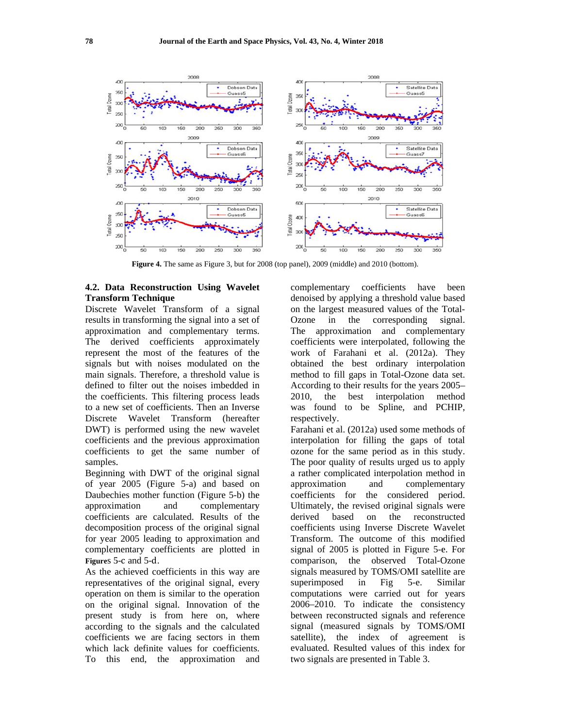2008

Dobson Data
Guass5

Total Ozone

2008

Satellite Data
Guass5

Total Ozone

2009

Dobson Data
Guass6

Total Ozone

2009

Satellite Data
Guass7

Total Ozone

2010

Dobson Data
Guass5

Total Ozone

2010

Satellite Data
Guass6

Total Ozone

**Figure 4.** The same as Figure 3, but for 2008 (top panel), 2009 (middle) and 2010 (bottom).

### 4.2. Data Reconstruction Using Wavelet Transform Technique

Discrete Wavelet Transform of a signal results in transforming the signal into a set of approximation and complementary terms. The derived coefficients approximately represent the most of the features of the signals but with noises modulated on the main signals. Therefore, a threshold value is defined to filter out the noises imbedded in the coefficients. This filtering process leads to a new set of coefficients. Then an Inverse Discrete Wavelet Transform (hereafter DWT) is performed using the new wavelet coefficients and the previous approximation coefficients to get the same number of samples.

Beginning with DWT of the original signal of year 2005 (Figure 5-a) and based on Daubechies mother function (Figure 5-b) the approximation and complementary coefficients are calculated. Results of the decomposition process of the original signal for year 2005 leading to approximation and complementary coefficients are plotted in Figures 5-c and 5-d.

As the achieved coefficients in this way are representatives of the original signal, every operation on them is similar to the operation on the original signal. Innovation of the present study is from here on, where according to the signals and the calculated coefficients we are facing sectors in them which lack definite values for coefficients. To this end, the approximation and complementary coefficients have been denoised by applying a threshold value based on the largest measured values of the Total-Ozone in the corresponding signal. The approximation and complementary coefficients were interpolated, following the work of Farahani et al. (2012a). They obtained the best ordinary interpolation method to fill gaps in Total-Ozone data set. According to their results for the years 2005–2010, the best interpolation method was found to be Spline, and PCHIP, respectively.

Farahani et al. (2012a) used some methods of interpolation for filling the gaps of total ozone for the same period as in this study. The poor quality of results urged us to apply a rather complicated interpolation method in approximation and complementary coefficients for the considered period. Ultimately, the revised original signals were derived based on the reconstructed coefficients using Inverse Discrete Wavelet Transform. The outcome of this modified signal of 2005 is plotted in Figure 5-e. For comparison, the observed Total-Ozone signals measured by TOMS/OMI satellite are superimposed in Fig 5-e. Similar computations were carried out for years 2006–2010. To indicate the consistency between reconstructed signals and reference signal (measured signals by TOMS/OMI satellite), the index of agreement is evaluated. Resulted values of this index for two signals are presented in Table 3.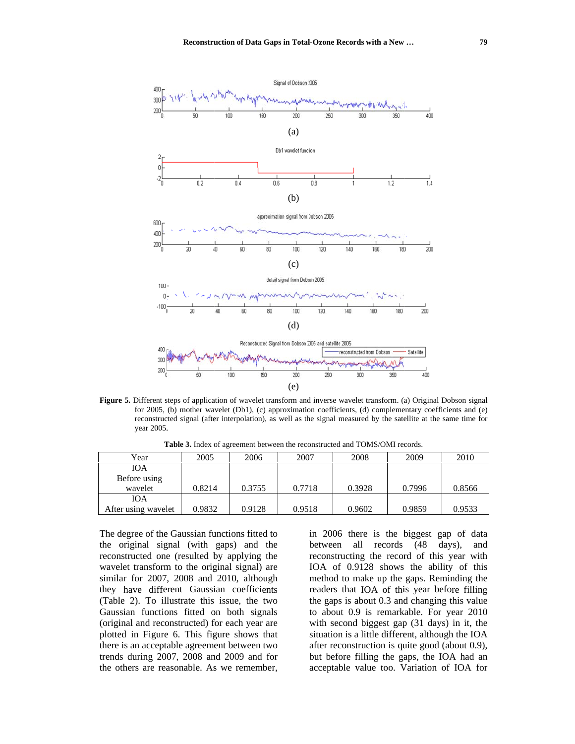Signal of Dobson 2005

400
300
200
0 50 100 150 200 250 300 350 400

(a)

Db1 wavelet function

2
0
-2
0 0.2 0.4 0.6 0.8 1 1.2 1.4

(b)

approximation signal from Dobson 2005

600
400
200
0 20 40 60 80 100 120 140 160 180 200

(c)

detail signal from Dobson 2005

100
0
-100
20 40 60 80 100 120 140 160 180 200

(d)

Reconstructed Signal from Dobson 2005 and satellite 2005

reconstructed from Dobson
Satellite

400
300
200
0 50 100 150 200 250 300 350 400

(e)

**Figure 5.** Different steps of application of wavelet transform and inverse wavelet transform. (a) Original Dobson signal for 2005, (b) mother wavelet (Db1), (c) approximation coefficients, (d) complementary coefficients and (e) reconstructed signal (after interpolation), as well as the signal measured by the satellite at the same time for year 2005.

**Table 3.** Index of agreement between the reconstructed and TOMS/OMI records.

| Year | 2005 | 2006 | 2007 | 2008 | 2009 | 2010 |
|---|---|---|---|---|---|---|
| IOA Before using wavelet | 0.8214 | 0.3755 | 0.7718 | 0.3928 | 0.7996 | 0.8566 |
| IOA After using wavelet | 0.9832 | 0.9128 | 0.9518 | 0.9602 | 0.9859 | 0.9533 |

The degree of the Gaussian functions fitted to the original signal (with gaps) and the reconstructed one (resulted by applying the wavelet transform to the original signal) are similar for 2007, 2008 and 2010, although they have different Gaussian coefficients (Table 2). To illustrate this issue, the two Gaussian functions fitted on both signals (original and reconstructed) for each year are plotted in Figure 6. This figure shows that there is an acceptable agreement between two trends during 2007, 2008 and 2009 and for the others are reasonable. As we remember, in 2006 there is the biggest gap of data between all records (48 days), and reconstructing the record of this year with IOA of 0.9128 shows the ability of this method to make up the gaps. Reminding the readers that IOA of this year before filling the gaps is about 0.3 and changing this value to about 0.9 is remarkable. For year 2010 with second biggest gap (31 days) in it, the situation is a little different, although the IOA after reconstruction is quite good (about 0.9), but before filling the gaps, the IOA had an acceptable value too. Variation of IOA for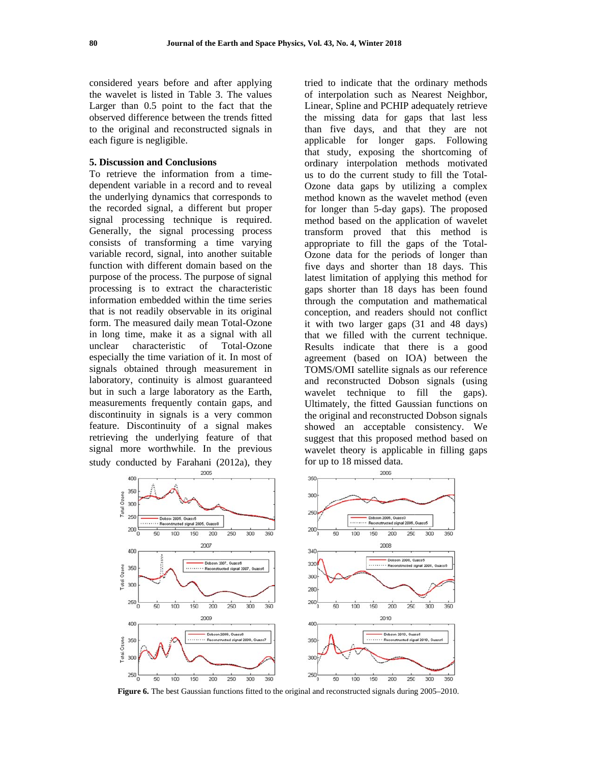considered years before and after applying the wavelet is listed in Table 3. The values Larger than 0.5 point to the fact that the observed difference between the trends fitted to the original and reconstructed signals in each figure is negligible.

## 5. Discussion and Conclusions

To retrieve the information from a time-dependent variable in a record and to reveal the underlying dynamics that corresponds to the recorded signal, a different but proper signal processing technique is required. Generally, the signal processing process consists of transforming a time varying variable record, signal, into another suitable function with different domain based on the purpose of the process. The purpose of signal processing is to extract the characteristic information embedded within the time series that is not readily observable in its original form. The measured daily mean Total-Ozone in long time, make it as a signal with all unclear characteristic of Total-Ozone especially the time variation of it. In most of signals obtained through measurement in laboratory, continuity is almost guaranteed but in such a large laboratory as the Earth, measurements frequently contain gaps, and discontinuity in signals is a very common feature. Discontinuity of a signal makes retrieving the underlying feature of that signal more worthwhile. In the previous study conducted by Farahani (2012a), they tried to indicate that the ordinary methods of interpolation such as Nearest Neighbor, Linear, Spline and PCHIP adequately retrieve the missing data for gaps that last less than five days, and that they are not applicable for longer gaps. Following that study, exposing the shortcoming of ordinary interpolation methods motivated us to do the current study to fill the Total-Ozone data gaps by utilizing a complex method known as the wavelet method (even for longer than 5-day gaps). The proposed method based on the application of wavelet transform proved that this method is appropriate to fill the gaps of the Total-Ozone data for the periods of longer than five days and shorter than 18 days. This latest limitation of applying this method for gaps shorter than 18 days has been found through the computation and mathematical conception, and readers should not conflict it with two larger gaps (31 and 48 days) that we filled with the current technique. Results indicate that there is a good agreement (based on IOA) between the TOMS/OMI satellite signals as our reference and reconstructed Dobson signals (using wavelet technique to fill the gaps). Ultimately, the fitted Gaussian functions on the original and reconstructed Dobson signals showed an acceptable consistency. We suggest that this proposed method based on wavelet theory is applicable in filling gaps for up to 18 missed data.

2005
Total Ozone
Dobson 2005, Guass5
Reconstructed signal 2005, Guass8

2006
Dobson 2006, Guass3
Reconstructed signal 2006, Guass5

2007
Total Ozone
Dobson 2007, Guass6
Reconstructed signal 2007, Guass6

2008
Dobson 2008, Guass6
Reconstructed signal 2008, Guass5

2009
Total Ozone
Dobson 2009, Guass6
Reconstructed signal 2009, Guass7

2010
Dobson 2010, Guass6
Reconstructed signal 2010, Guass6

**Figure 6.** The best Gaussian functions fitted to the original and reconstructed signals during 2005–2010.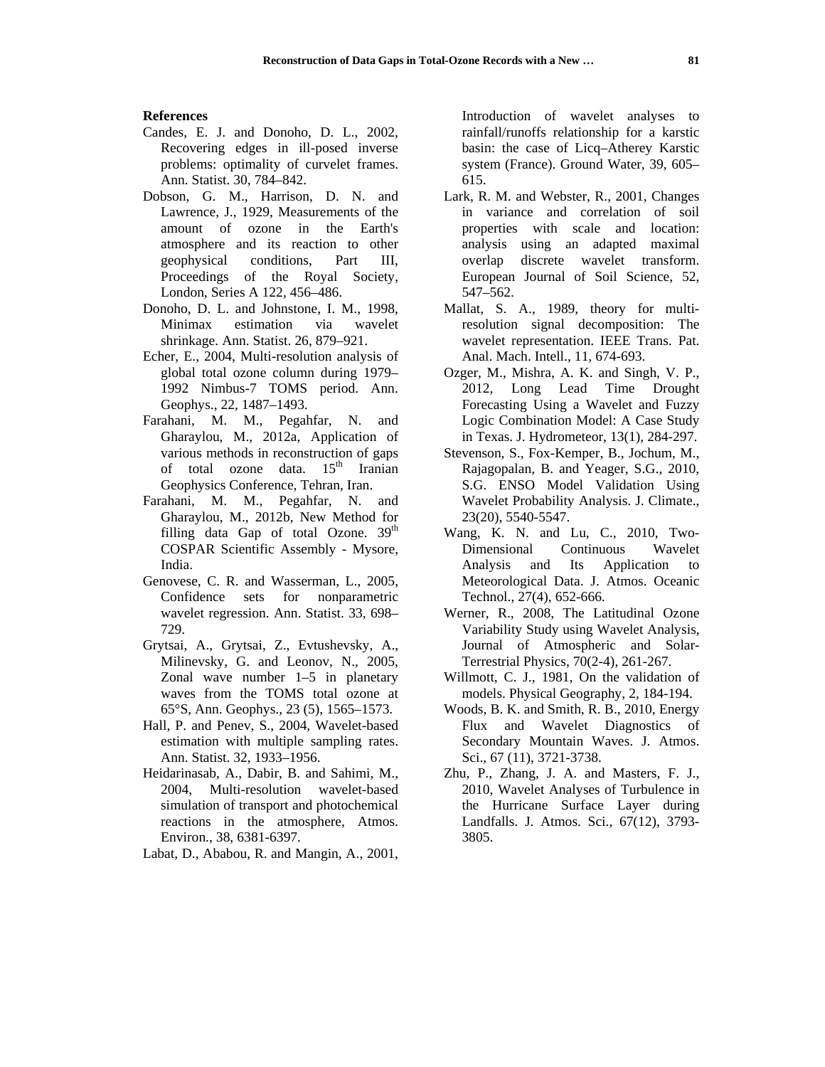## References

Candes, E. J. and Donoho, D. L., 2002, Recovering edges in ill-posed inverse problems: optimality of curvelet frames. Ann. Statist. 30, 784–842.

Dobson, G. M., Harrison, D. N. and Lawrence, J., 1929, Measurements of the amount of ozone in the Earth's atmosphere and its reaction to other geophysical conditions, Part III, Proceedings of the Royal Society, London, Series A 122, 456–486.

Donoho, D. L. and Johnstone, I. M., 1998, Minimax estimation via wavelet shrinkage. Ann. Statist. 26, 879–921.

Echer, E., 2004, Multi-resolution analysis of global total ozone column during 1979–1992 Nimbus-7 TOMS period. Ann. Geophys., 22, 1487–1493.

Farahani, M. M., Pegahfar, N. and Gharaylou, M., 2012a, Application of various methods in reconstruction of gaps of total ozone data. 15th Iranian Geophysics Conference, Tehran, Iran.

Farahani, M. M., Pegahfar, N. and Gharaylou, M., 2012b, New Method for filling data Gap of total Ozone. 39th COSPAR Scientific Assembly - Mysore, India.

Genovese, C. R. and Wasserman, L., 2005, Confidence sets for nonparametric wavelet regression. Ann. Statist. 33, 698–729.

Grytsai, A., Grytsai, Z., Evtushevsky, A., Milinevsky, G. and Leonov, N., 2005, Zonal wave number 1–5 in planetary waves from the TOMS total ozone at 65°S, Ann. Geophys., 23 (5), 1565–1573.

Hall, P. and Penev, S., 2004, Wavelet-based estimation with multiple sampling rates. Ann. Statist. 32, 1933–1956.

Heidarinasab, A., Dabir, B. and Sahimi, M., 2004, Multi-resolution wavelet-based simulation of transport and photochemical reactions in the atmosphere, Atmos. Environ., 38, 6381-6397.

Labat, D., Ababou, R. and Mangin, A., 2001, Introduction of wavelet analyses to rainfall/runoffs relationship for a karstic basin: the case of Licq–Atherey Karstic system (France). Ground Water, 39, 605–615.

Lark, R. M. and Webster, R., 2001, Changes in variance and correlation of soil properties with scale and location: analysis using an adapted maximal overlap discrete wavelet transform. European Journal of Soil Science, 52, 547–562.

Mallat, S. A., 1989, theory for multi-resolution signal decomposition: The wavelet representation. IEEE Trans. Pat. Anal. Mach. Intell., 11, 674-693.

Ozger, M., Mishra, A. K. and Singh, V. P., 2012, Long Lead Time Drought Forecasting Using a Wavelet and Fuzzy Logic Combination Model: A Case Study in Texas. J. Hydrometeor, 13(1), 284-297.

Stevenson, S., Fox-Kemper, B., Jochum, M., Rajagopalan, B. and Yeager, S.G., 2010, S.G. ENSO Model Validation Using Wavelet Probability Analysis. J. Climate., 23(20), 5540-5547.

Wang, K. N. and Lu, C., 2010, Two-Dimensional Continuous Wavelet Analysis and Its Application to Meteorological Data. J. Atmos. Oceanic Technol., 27(4), 652-666.

Werner, R., 2008, The Latitudinal Ozone Variability Study using Wavelet Analysis, Journal of Atmospheric and Solar-Terrestrial Physics, 70(2-4), 261-267.

Willmott, C. J., 1981, On the validation of models. Physical Geography, 2, 184-194.

Woods, B. K. and Smith, R. B., 2010, Energy Flux and Wavelet Diagnostics of Secondary Mountain Waves. J. Atmos. Sci., 67 (11), 3721-3738.

Zhu, P., Zhang, J. A. and Masters, F. J., 2010, Wavelet Analyses of Turbulence in the Hurricane Surface Layer during Landfalls. J. Atmos. Sci., 67(12), 3793-3805.